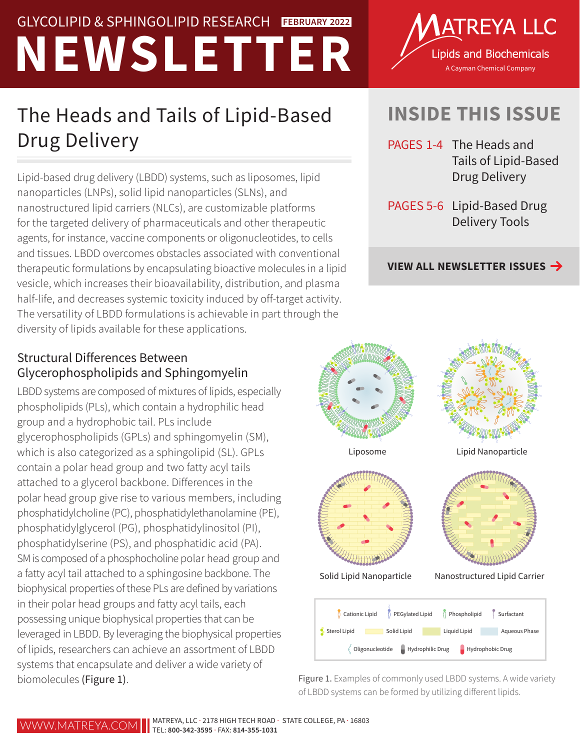GLYCOLIPID & SPHINGOLIPID RESEARCH **FEBRUARY 2022**

# NEWSLETTER

MATREYA LLC
Lipids and Biochemicals
A Cayman Chemical Company

## INSIDE THIS ISSUE

PAGES 1-4 The Heads and Tails of Lipid-Based Drug Delivery

PAGES 5-6 Lipid-Based Drug Delivery Tools

**VIEW ALL NEWSLETTER ISSUES →**

# The Heads and Tails of Lipid-Based Drug Delivery

Lipid-based drug delivery (LBDD) systems, such as liposomes, lipid nanoparticles (LNPs), solid lipid nanoparticles (SLNs), and nanostructured lipid carriers (NLCs), are customizable platforms for the targeted delivery of pharmaceuticals and other therapeutic agents, for instance, vaccine components or oligonucleotides, to cells and tissues. LBDD overcomes obstacles associated with conventional therapeutic formulations by encapsulating bioactive molecules in a lipid vesicle, which increases their bioavailability, distribution, and plasma half-life, and decreases systemic toxicity induced by off-target activity. The versatility of LBDD formulations is achievable in part through the diversity of lipids available for these applications.

## Structural Differences Between Glycerophospholipids and Sphingomyelin

LBDD systems are composed of mixtures of lipids, especially phospholipids (PLs), which contain a hydrophilic head group and a hydrophobic tail. PLs include glycerophospholipids (GPLs) and sphingomyelin (SM), which is also categorized as a sphingolipid (SL). GPLs contain a polar head group and two fatty acyl tails attached to a glycerol backbone. Differences in the polar head group give rise to various members, including phosphatidylcholine (PC), phosphatidylethanolamine (PE), phosphatidylglycerol (PG), phosphatidylinositol (PI), phosphatidylserine (PS), and phosphatidic acid (PA). SM is composed of a phosphocholine polar head group and a fatty acyl tail attached to a sphingosine backbone. The biophysical properties of these PLs are defined by variations in their polar head groups and fatty acyl tails, each possessing unique biophysical properties that can be leveraged in LBDD. By leveraging the biophysical properties of lipids, researchers can achieve an assortment of LBDD systems that encapsulate and deliver a wide variety of biomolecules (**Figure 1**).

Liposome | Lipid Nanoparticle | Solid Lipid Nanoparticle | Nanostructured Lipid Carrier

Cationic Lipid · PEGylated Lipid · Phospholipid · Surfactant · Sterol Lipid · Solid Lipid · Liquid Lipid · Aqueous Phase · Oligonucleotide · Hydrophilic Drug · Hydrophobic Drug

**Figure 1.** Examples of commonly used LBDD systems. A wide variety of LBDD systems can be formed by utilizing different lipids.

WWW.MATREYA.COM | MATREYA, LLC · 2178 HIGH TECH ROAD · STATE COLLEGE, PA · 16803
TEL: **800-342-3595** · FAX: **814-355-1031**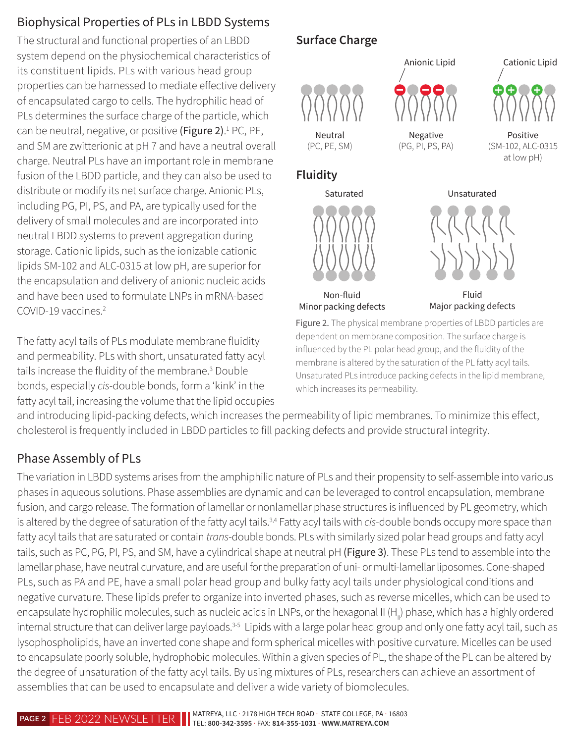## Biophysical Properties of PLs in LBDD Systems

The structural and functional properties of an LBDD system depend on the physiochemical characteristics of its constituent lipids. PLs with various head group properties can be harnessed to mediate effective delivery of encapsulated cargo to cells. The hydrophilic head of PLs determines the surface charge of the particle, which can be neutral, negative, or positive (**Figure 2**).[1] PC, PE, and SM are zwitterionic at pH 7 and have a neutral overall charge. Neutral PLs have an important role in membrane fusion of the LBDD particle, and they can also be used to distribute or modify its net surface charge. Anionic PLs, including PG, PI, PS, and PA, are typically used for the delivery of small molecules and are incorporated into neutral LBDD systems to prevent aggregation during storage. Cationic lipids, such as the ionizable cationic lipids SM-102 and ALC-0315 at low pH, are superior for the encapsulation and delivery of anionic nucleic acids and have been used to formulate LNPs in mRNA-based COVID-19 vaccines.[2]

The fatty acyl tails of PLs modulate membrane fluidity and permeability. PLs with short, unsaturated fatty acyl tails increase the fluidity of the membrane.[3] Double bonds, especially *cis*-double bonds, form a 'kink' in the fatty acyl tail, increasing the volume that the lipid occupies and introducing lipid-packing defects, which increases the permeability of lipid membranes. To minimize this effect, cholesterol is frequently included in LBDD particles to fill packing defects and provide structural integrity.

**Surface Charge**

Anionic Lipid — Cationic Lipid

Neutral (PC, PE, SM) — Negative (PG, PI, PS, PA) — Positive (SM-102, ALC-0315 at low pH)

**Fluidity**

Saturated — Unsaturated

Non-fluid, Minor packing defects — Fluid, Major packing defects

Figure 2. The physical membrane properties of LBDD particles are dependent on membrane composition. The surface charge is influenced by the PL polar head group, and the fluidity of the membrane is altered by the saturation of the PL fatty acyl tails. Unsaturated PLs introduce packing defects in the lipid membrane, which increases its permeability.

## Phase Assembly of PLs

The variation in LBDD systems arises from the amphiphilic nature of PLs and their propensity to self-assemble into various phases in aqueous solutions. Phase assemblies are dynamic and can be leveraged to control encapsulation, membrane fusion, and cargo release. The formation of lamellar or nonlamellar phase structures is influenced by PL geometry, which is altered by the degree of saturation of the fatty acyl tails.[3,4] Fatty acyl tails with *cis*-double bonds occupy more space than fatty acyl tails that are saturated or contain *trans*-double bonds. PLs with similarly sized polar head groups and fatty acyl tails, such as PC, PG, PI, PS, and SM, have a cylindrical shape at neutral pH (**Figure 3**). These PLs tend to assemble into the lamellar phase, have neutral curvature, and are useful for the preparation of uni- or multi-lamellar liposomes. Cone-shaped PLs, such as PA and PE, have a small polar head group and bulky fatty acyl tails under physiological conditions and negative curvature. These lipids prefer to organize into inverted phases, such as reverse micelles, which can be used to encapsulate hydrophilic molecules, such as nucleic acids in LNPs, or the hexagonal II ($H_{II}$) phase, which has a highly ordered internal structure that can deliver large payloads.[3-5] Lipids with a large polar head group and only one fatty acyl tail, such as lysophospholipids, have an inverted cone shape and form spherical micelles with positive curvature. Micelles can be used to encapsulate poorly soluble, hydrophobic molecules. Within a given species of PL, the shape of the PL can be altered by the degree of unsaturation of the fatty acyl tails. By using mixtures of PLs, researchers can achieve an assortment of assemblies that can be used to encapsulate and deliver a wide variety of biomolecules.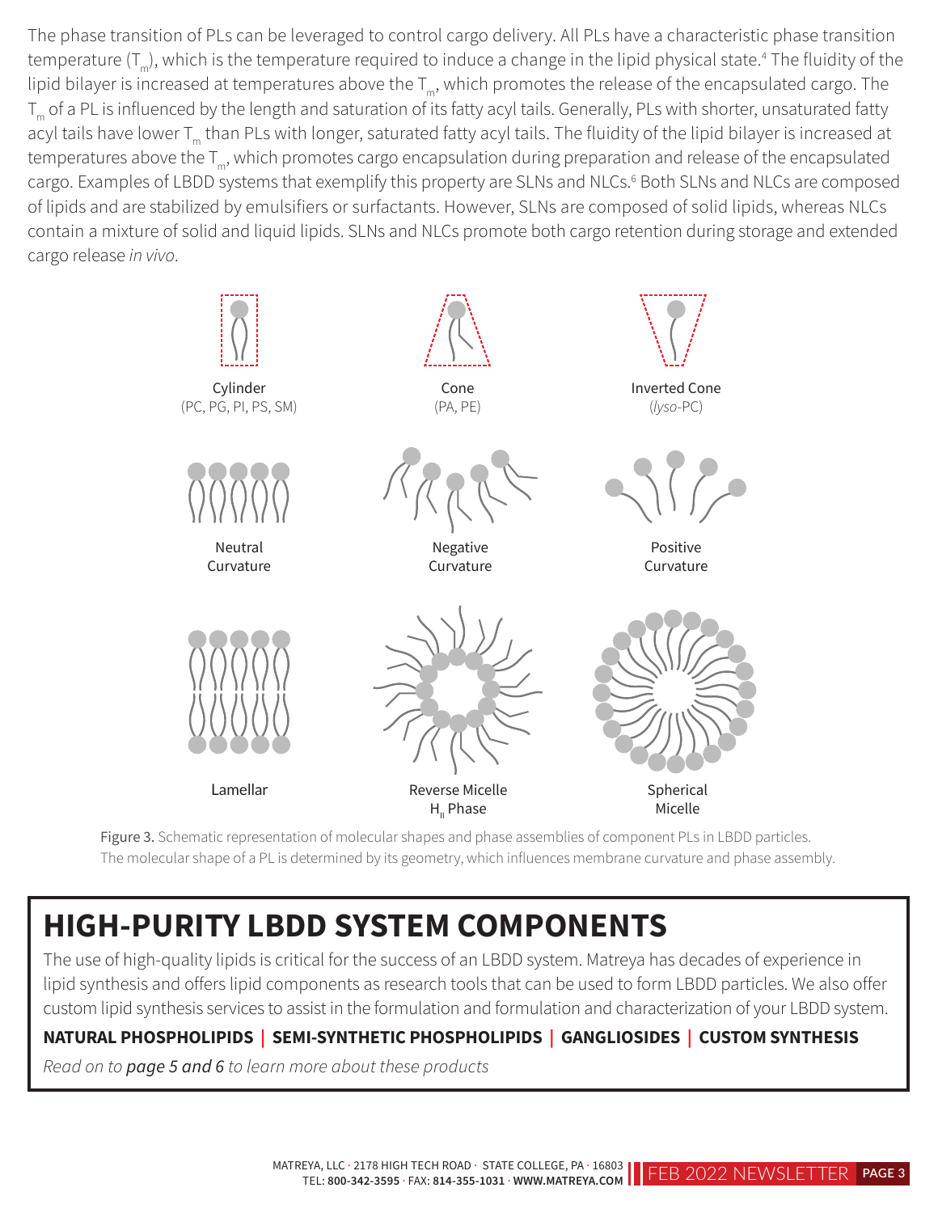The phase transition of PLs can be leveraged to control cargo delivery. All PLs have a characteristic phase transition temperature ($T_m$), which is the temperature required to induce a change in the lipid physical state.[4] The fluidity of the lipid bilayer is increased at temperatures above the $T_m$, which promotes the release of the encapsulated cargo. The $T_m$ of a PL is influenced by the length and saturation of its fatty acyl tails. Generally, PLs with shorter, unsaturated fatty acyl tails have lower $T_m$ than PLs with longer, saturated fatty acyl tails. The fluidity of the lipid bilayer is increased at temperatures above the $T_m$, which promotes cargo encapsulation during preparation and release of the encapsulated cargo. Examples of LBDD systems that exemplify this property are SLNs and NLCs.[6] Both SLNs and NLCs are composed of lipids and are stabilized by emulsifiers or surfactants. However, SLNs are composed of solid lipids, whereas NLCs contain a mixture of solid and liquid lipids. SLNs and NLCs promote both cargo retention during storage and extended cargo release *in vivo*.

Cylinder (PC, PG, PI, PS, SM) | Cone (PA, PE) | Inverted Cone (*lyso*-PC)

Neutral Curvature | Negative Curvature | Positive Curvature

Lamellar | Reverse Micelle $H_{II}$ Phase | Spherical Micelle

Figure 3. Schematic representation of molecular shapes and phase assemblies of component PLs in LBDD particles. The molecular shape of a PL is determined by its geometry, which influences membrane curvature and phase assembly.

## HIGH-PURITY LBDD SYSTEM COMPONENTS

The use of high-quality lipids is critical for the success of an LBDD system. Matreya has decades of experience in lipid synthesis and offers lipid components as research tools that can be used to form LBDD particles. We also offer custom lipid synthesis services to assist in the formulation and formulation and characterization of your LBDD system.

**NATURAL PHOSPHOLIPIDS | SEMI-SYNTHETIC PHOSPHOLIPIDS | GANGLIOSIDES | CUSTOM SYNTHESIS**

*Read on to **page 5 and 6** to learn more about these products*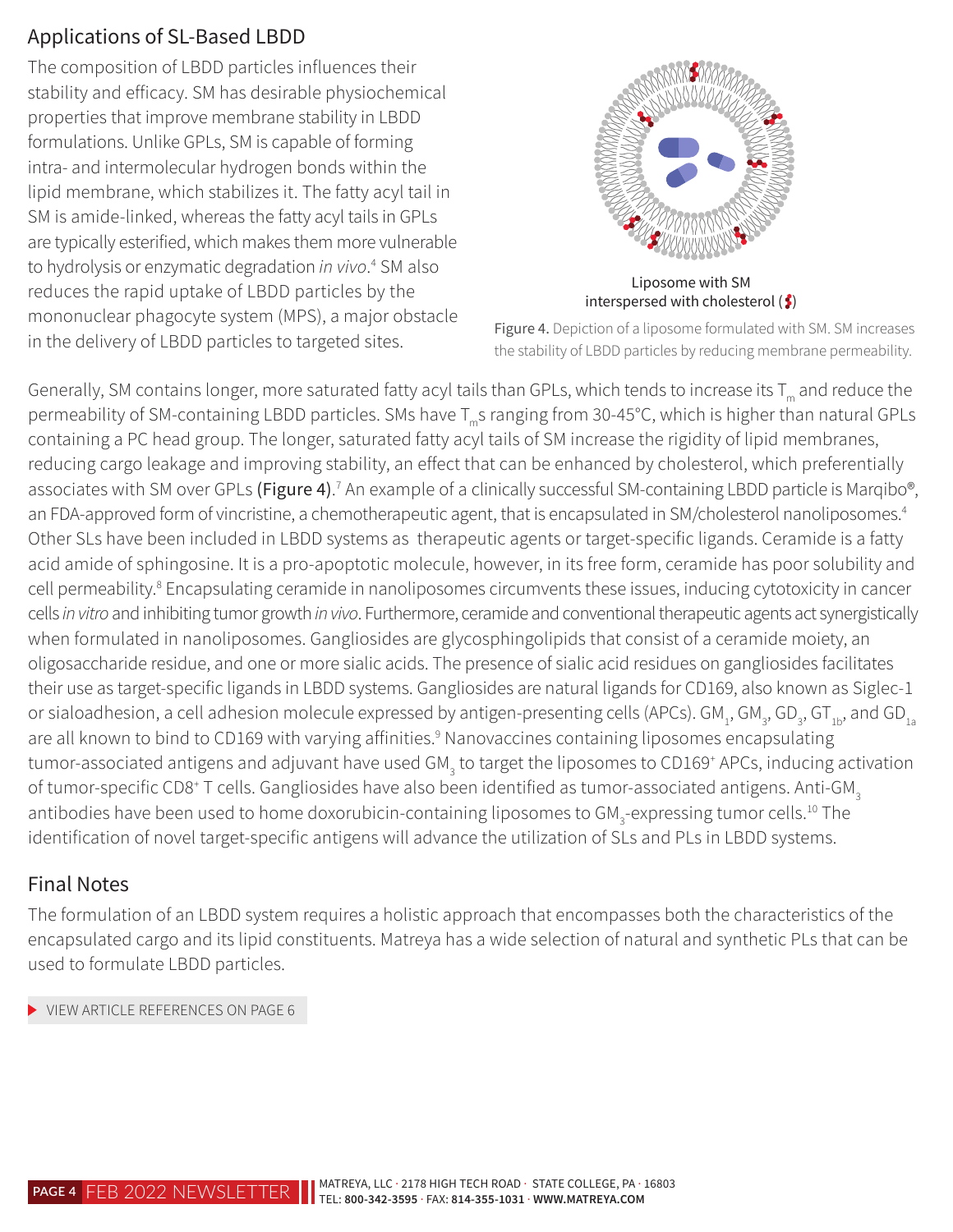## Applications of SL-Based LBDD

The composition of LBDD particles influences their stability and efficacy. SM has desirable physiochemical properties that improve membrane stability in LBDD formulations. Unlike GPLs, SM is capable of forming intra- and intermolecular hydrogen bonds within the lipid membrane, which stabilizes it. The fatty acyl tail in SM is amide-linked, whereas the fatty acyl tails in GPLs are typically esterified, which makes them more vulnerable to hydrolysis or enzymatic degradation *in vivo*.[4] SM also reduces the rapid uptake of LBDD particles by the mononuclear phagocyte system (MPS), a major obstacle in the delivery of LBDD particles to targeted sites.

Liposome with SM interspersed with cholesterol

**Figure 4.** Depiction of a liposome formulated with SM. SM increases the stability of LBDD particles by reducing membrane permeability.

Generally, SM contains longer, more saturated fatty acyl tails than GPLs, which tends to increase its $T_m$ and reduce the permeability of SM-containing LBDD particles. SMs have $T_m$s ranging from 30-45°C, which is higher than natural GPLs containing a PC head group. The longer, saturated fatty acyl tails of SM increase the rigidity of lipid membranes, reducing cargo leakage and improving stability, an effect that can be enhanced by cholesterol, which preferentially associates with SM over GPLs (**Figure 4**).[7] An example of a clinically successful SM-containing LBDD particle is Marqibo®, an FDA-approved form of vincristine, a chemotherapeutic agent, that is encapsulated in SM/cholesterol nanoliposomes.[4] Other SLs have been included in LBDD systems as therapeutic agents or target-specific ligands. Ceramide is a fatty acid amide of sphingosine. It is a pro-apoptotic molecule, however, in its free form, ceramide has poor solubility and cell permeability.[8] Encapsulating ceramide in nanoliposomes circumvents these issues, inducing cytotoxicity in cancer cells *in vitro* and inhibiting tumor growth *in vivo*. Furthermore, ceramide and conventional therapeutic agents act synergistically when formulated in nanoliposomes. Gangliosides are glycosphingolipids that consist of a ceramide moiety, an oligosaccharide residue, and one or more sialic acids. The presence of sialic acid residues on gangliosides facilitates their use as target-specific ligands in LBDD systems. Gangliosides are natural ligands for CD169, also known as Siglec-1 or sialoadhesion, a cell adhesion molecule expressed by antigen-presenting cells (APCs). $GM_1$, $GM_3$, $GD_3$, $GT_{1b}$, and $GD_{1a}$ are all known to bind to CD169 with varying affinities.[9] Nanovaccines containing liposomes encapsulating tumor-associated antigens and adjuvant have used $GM_3$ to target the liposomes to $CD169^+$ APCs, inducing activation of tumor-specific $CD8^+$ T cells. Gangliosides have also been identified as tumor-associated antigens. Anti-$GM_3$ antibodies have been used to home doxorubicin-containing liposomes to $GM_3$-expressing tumor cells.[10] The identification of novel target-specific antigens will advance the utilization of SLs and PLs in LBDD systems.

## Final Notes

The formulation of an LBDD system requires a holistic approach that encompasses both the characteristics of the encapsulated cargo and its lipid constituents. Matreya has a wide selection of natural and synthetic PLs that can be used to formulate LBDD particles.

VIEW ARTICLE REFERENCES ON PAGE 6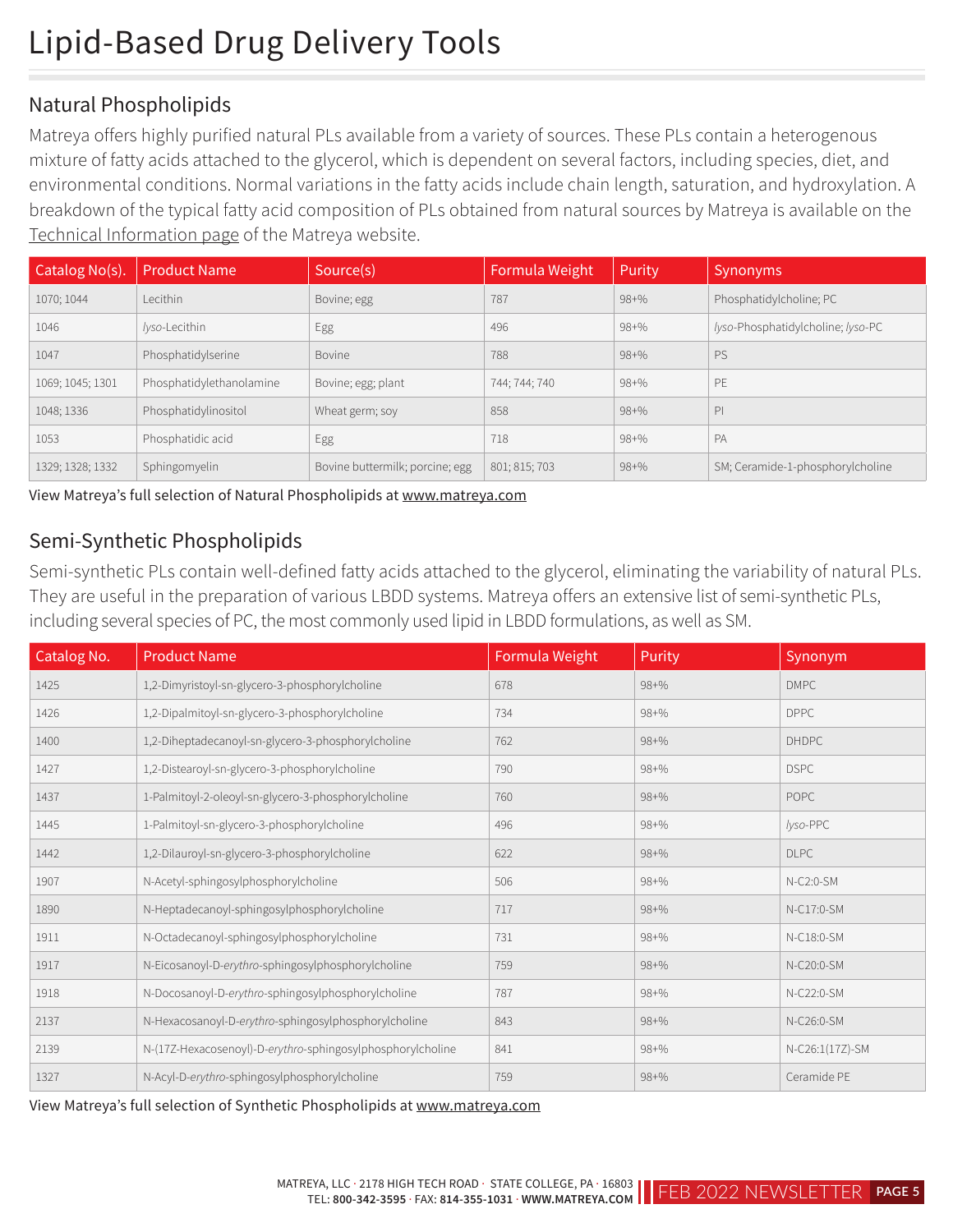# Lipid-Based Drug Delivery Tools

## Natural Phospholipids

Matreya offers highly purified natural PLs available from a variety of sources. These PLs contain a heterogenous mixture of fatty acids attached to the glycerol, which is dependent on several factors, including species, diet, and environmental conditions. Normal variations in the fatty acids include chain length, saturation, and hydroxylation. A breakdown of the typical fatty acid composition of PLs obtained from natural sources by Matreya is available on the Technical Information page of the Matreya website.

| Catalog No(s). | Product Name | Source(s) | Formula Weight | Purity | Synonyms |
|---|---|---|---|---|---|
| 1070; 1044 | Lecithin | Bovine; egg | 787 | 98+% | Phosphatidylcholine; PC |
| 1046 | *lyso*-Lecithin | Egg | 496 | 98+% | *lyso*-Phosphatidylcholine; *lyso*-PC |
| 1047 | Phosphatidylserine | Bovine | 788 | 98+% | PS |
| 1069; 1045; 1301 | Phosphatidylethanolamine | Bovine; egg; plant | 744; 744; 740 | 98+% | PE |
| 1048; 1336 | Phosphatidylinositol | Wheat germ; soy | 858 | 98+% | PI |
| 1053 | Phosphatidic acid | Egg | 718 | 98+% | PA |
| 1329; 1328; 1332 | Sphingomyelin | Bovine buttermilk; porcine; egg | 801; 815; 703 | 98+% | SM; Ceramide-1-phosphorylcholine |

View Matreya's full selection of Natural Phospholipids at www.matreya.com

## Semi-Synthetic Phospholipids

Semi-synthetic PLs contain well-defined fatty acids attached to the glycerol, eliminating the variability of natural PLs. They are useful in the preparation of various LBDD systems. Matreya offers an extensive list of semi-synthetic PLs, including several species of PC, the most commonly used lipid in LBDD formulations, as well as SM.

| Catalog No. | Product Name | Formula Weight | Purity | Synonym |
|---|---|---|---|---|
| 1425 | 1,2-Dimyristoyl-sn-glycero-3-phosphorylcholine | 678 | 98+% | DMPC |
| 1426 | 1,2-Dipalmitoyl-sn-glycero-3-phosphorylcholine | 734 | 98+% | DPPC |
| 1400 | 1,2-Diheptadecanoyl-sn-glycero-3-phosphorylcholine | 762 | 98+% | DHDPC |
| 1427 | 1,2-Distearoyl-sn-glycero-3-phosphorylcholine | 790 | 98+% | DSPC |
| 1437 | 1-Palmitoyl-2-oleoyl-sn-glycero-3-phosphorylcholine | 760 | 98+% | POPC |
| 1445 | 1-Palmitoyl-sn-glycero-3-phosphorylcholine | 496 | 98+% | *lyso*-PPC |
| 1442 | 1,2-Dilauroyl-sn-glycero-3-phosphorylcholine | 622 | 98+% | DLPC |
| 1907 | N-Acetyl-sphingosylphosphorylcholine | 506 | 98+% | N-C2:0-SM |
| 1890 | N-Heptadecanoyl-sphingosylphosphorylcholine | 717 | 98+% | N-C17:0-SM |
| 1911 | N-Octadecanoyl-sphingosylphosphorylcholine | 731 | 98+% | N-C18:0-SM |
| 1917 | N-Eicosanoyl-D-*erythro*-sphingosylphosphorylcholine | 759 | 98+% | N-C20:0-SM |
| 1918 | N-Docosanoyl-D-*erythro*-sphingosylphosphorylcholine | 787 | 98+% | N-C22:0-SM |
| 2137 | N-Hexacosanoyl-D-*erythro*-sphingosylphosphorylcholine | 843 | 98+% | N-C26:0-SM |
| 2139 | N-(17Z-Hexacosenoyl)-D-*erythro*-sphingosylphosphorylcholine | 841 | 98+% | N-C26:1(17Z)-SM |
| 1327 | N-Acyl-D-*erythro*-sphingosylphosphorylcholine | 759 | 98+% | Ceramide PE |

View Matreya's full selection of Synthetic Phospholipids at www.matreya.com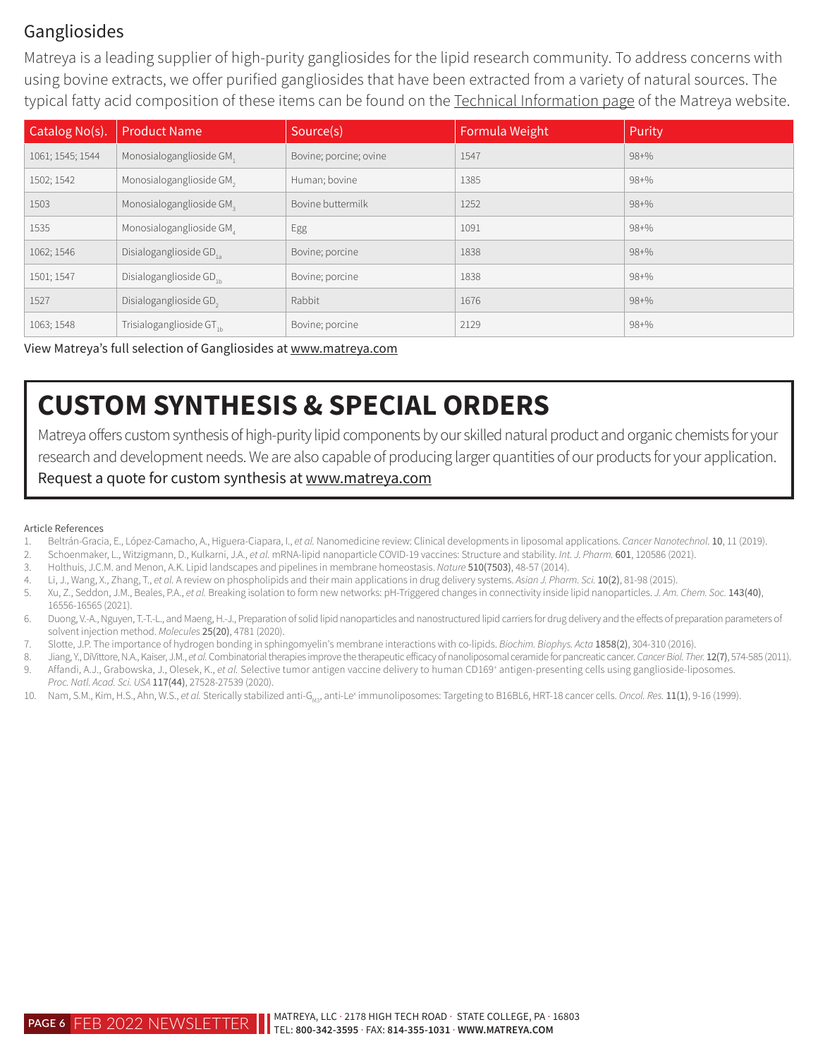## Gangliosides

Matreya is a leading supplier of high-purity gangliosides for the lipid research community. To address concerns with using bovine extracts, we offer purified gangliosides that have been extracted from a variety of natural sources. The typical fatty acid composition of these items can be found on the Technical Information page of the Matreya website.

| Catalog No(s). | Product Name | Source(s) | Formula Weight | Purity |
|---|---|---|---|---|
| 1061; 1545; 1544 | Monosialoganglioside $GM_1$ | Bovine; porcine; ovine | 1547 | 98+% |
| 1502; 1542 | Monosialoganglioside $GM_2$ | Human; bovine | 1385 | 98+% |
| 1503 | Monosialoganglioside $GM_3$ | Bovine buttermilk | 1252 | 98+% |
| 1535 | Monosialoganglioside $GM_4$ | Egg | 1091 | 98+% |
| 1062; 1546 | Disialoganglioside $GD_{1a}$ | Bovine; porcine | 1838 | 98+% |
| 1501; 1547 | Disialoganglioside $GD_{1b}$ | Bovine; porcine | 1838 | 98+% |
| 1527 | Disialoganglioside $GD_2$ | Rabbit | 1676 | 98+% |
| 1063; 1548 | Trisialoganglioside $GT_{1b}$ | Bovine; porcine | 2129 | 98+% |

View Matreya's full selection of Gangliosides at www.matreya.com

# CUSTOM SYNTHESIS & SPECIAL ORDERS

Matreya offers custom synthesis of high-purity lipid components by our skilled natural product and organic chemists for your research and development needs. We are also capable of producing larger quantities of our products for your application.

Request a quote for custom synthesis at www.matreya.com

Article References

1. Beltrán-Gracia, E., López-Camacho, A., Higuera-Ciapara, I., *et al.* Nanomedicine review: Clinical developments in liposomal applications. *Cancer Nanotechnol.* **10**, 11 (2019).
2. Schoenmaker, L., Witzigmann, D., Kulkarni, J.A., *et al.* mRNA-lipid nanoparticle COVID-19 vaccines: Structure and stability. *Int. J. Pharm.* **601**, 120586 (2021).
3. Holthuis, J.C.M. and Menon, A.K. Lipid landscapes and pipelines in membrane homeostasis. *Nature* **510(7503)**, 48-57 (2014).
4. Li, J., Wang, X., Zhang, T., *et al.* A review on phospholipids and their main applications in drug delivery systems. *Asian J. Pharm. Sci.* **10(2)**, 81-98 (2015).
5. Xu, Z., Seddon, J.M., Beales, P.A., *et al.* Breaking isolation to form new networks: pH-Triggered changes in connectivity inside lipid nanoparticles. *J. Am. Chem. Soc.* **143(40)**, 16556-16565 (2021).
6. Duong, V.-A., Nguyen, T.-T.-L., and Maeng, H.-J., Preparation of solid lipid nanoparticles and nanostructured lipid carriers for drug delivery and the effects of preparation parameters of solvent injection method. *Molecules* **25(20)**, 4781 (2020).
7. Slotte, J.P. The importance of hydrogen bonding in sphingomyelin's membrane interactions with co-lipids. *Biochim. Biophys. Acta* **1858(2)**, 304-310 (2016).
8. Jiang, Y., DiVittore, N.A., Kaiser, J.M., *et al.* Combinatorial therapies improve the therapeutic efficacy of nanoliposomal ceramide for pancreatic cancer. *Cancer Biol. Ther.* **12(7)**, 574-585 (2011).
9. Affandi, A.J., Grabowska, J., Olesek, K., *et al.* Selective tumor antigen vaccine delivery to human $CD169^{+}$ antigen-presenting cells using ganglioside-liposomes. *Proc. Natl. Acad. Sci. USA* **117(44)**, 27528-27539 (2020).
10. Nam, S.M., Kim, H.S., Ahn, W.S., *et al.* Sterically stabilized anti-$G_{M3}$, anti-$Le^{x}$ immunoliposomes: Targeting to B16BL6, HRT-18 cancer cells. *Oncol. Res.* **11(1)**, 9-16 (1999).